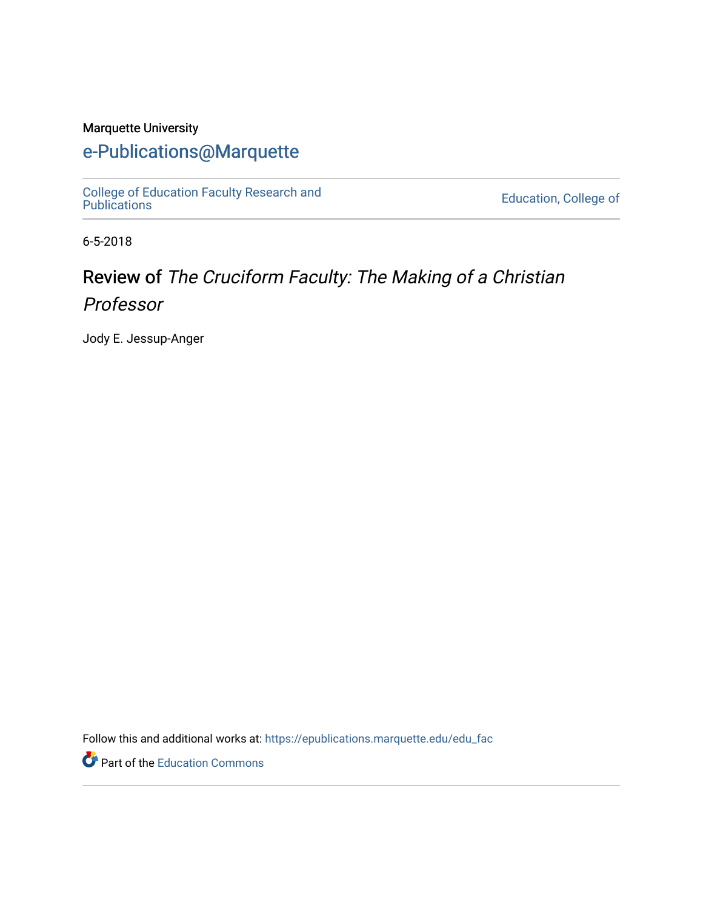Marquette University

# e-Publications@Marquette

College of Education Faculty Research and Publications

Education, College of

6-5-2018

## Review of *The Cruciform Faculty: The Making of a Christian Professor*

Jody E. Jessup-Anger

Follow this and additional works at: https://epublications.marquette.edu/edu_fac

Part of the Education Commons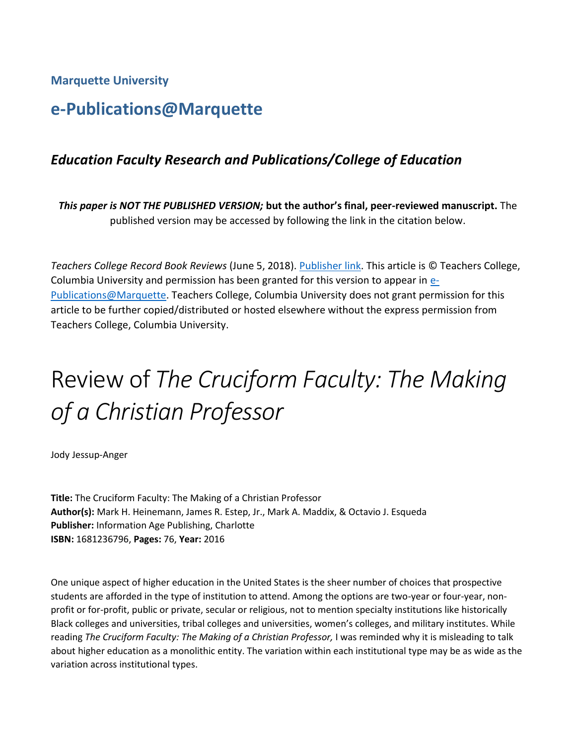**Marquette University**

# e-Publications@Marquette

### *Education Faculty Research and Publications/College of Education*

***This paper is NOT THE PUBLISHED VERSION;* but the author's final, peer-reviewed manuscript.** The published version may be accessed by following the link in the citation below.

*Teachers College Record Book Reviews* (June 5, 2018). Publisher link. This article is © Teachers College, Columbia University and permission has been granted for this version to appear in e-Publications@Marquette. Teachers College, Columbia University does not grant permission for this article to be further copied/distributed or hosted elsewhere without the express permission from Teachers College, Columbia University.

# Review of *The Cruciform Faculty: The Making of a Christian Professor*

Jody Jessup-Anger

**Title:** The Cruciform Faculty: The Making of a Christian Professor
**Author(s):** Mark H. Heinemann, James R. Estep, Jr., Mark A. Maddix, & Octavio J. Esqueda
**Publisher:** Information Age Publishing, Charlotte
**ISBN:** 1681236796, **Pages:** 76, **Year:** 2016

One unique aspect of higher education in the United States is the sheer number of choices that prospective students are afforded in the type of institution to attend. Among the options are two-year or four-year, non-profit or for-profit, public or private, secular or religious, not to mention specialty institutions like historically Black colleges and universities, tribal colleges and universities, women's colleges, and military institutes. While reading *The Cruciform Faculty: The Making of a Christian Professor,* I was reminded why it is misleading to talk about higher education as a monolithic entity. The variation within each institutional type may be as wide as the variation across institutional types.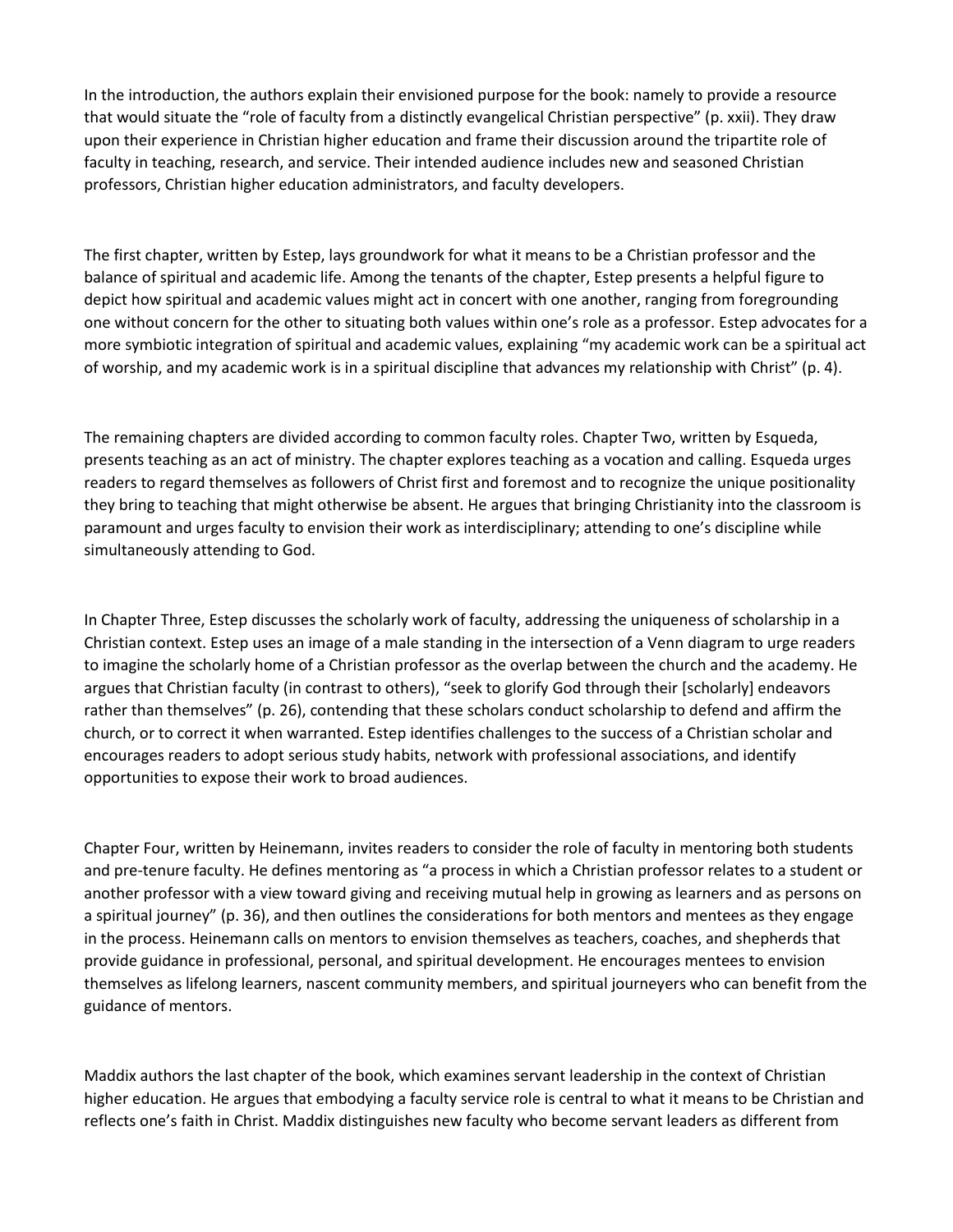In the introduction, the authors explain their envisioned purpose for the book: namely to provide a resource that would situate the "role of faculty from a distinctly evangelical Christian perspective" (p. xxii). They draw upon their experience in Christian higher education and frame their discussion around the tripartite role of faculty in teaching, research, and service. Their intended audience includes new and seasoned Christian professors, Christian higher education administrators, and faculty developers.

The first chapter, written by Estep, lays groundwork for what it means to be a Christian professor and the balance of spiritual and academic life. Among the tenants of the chapter, Estep presents a helpful figure to depict how spiritual and academic values might act in concert with one another, ranging from foregrounding one without concern for the other to situating both values within one's role as a professor. Estep advocates for a more symbiotic integration of spiritual and academic values, explaining "my academic work can be a spiritual act of worship, and my academic work is in a spiritual discipline that advances my relationship with Christ" (p. 4).

The remaining chapters are divided according to common faculty roles. Chapter Two, written by Esqueda, presents teaching as an act of ministry. The chapter explores teaching as a vocation and calling. Esqueda urges readers to regard themselves as followers of Christ first and foremost and to recognize the unique positionality they bring to teaching that might otherwise be absent. He argues that bringing Christianity into the classroom is paramount and urges faculty to envision their work as interdisciplinary; attending to one's discipline while simultaneously attending to God.

In Chapter Three, Estep discusses the scholarly work of faculty, addressing the uniqueness of scholarship in a Christian context. Estep uses an image of a male standing in the intersection of a Venn diagram to urge readers to imagine the scholarly home of a Christian professor as the overlap between the church and the academy. He argues that Christian faculty (in contrast to others), "seek to glorify God through their [scholarly] endeavors rather than themselves" (p. 26), contending that these scholars conduct scholarship to defend and affirm the church, or to correct it when warranted. Estep identifies challenges to the success of a Christian scholar and encourages readers to adopt serious study habits, network with professional associations, and identify opportunities to expose their work to broad audiences.

Chapter Four, written by Heinemann, invites readers to consider the role of faculty in mentoring both students and pre-tenure faculty. He defines mentoring as "a process in which a Christian professor relates to a student or another professor with a view toward giving and receiving mutual help in growing as learners and as persons on a spiritual journey" (p. 36), and then outlines the considerations for both mentors and mentees as they engage in the process. Heinemann calls on mentors to envision themselves as teachers, coaches, and shepherds that provide guidance in professional, personal, and spiritual development. He encourages mentees to envision themselves as lifelong learners, nascent community members, and spiritual journeyers who can benefit from the guidance of mentors.

Maddix authors the last chapter of the book, which examines servant leadership in the context of Christian higher education. He argues that embodying a faculty service role is central to what it means to be Christian and reflects one's faith in Christ. Maddix distinguishes new faculty who become servant leaders as different from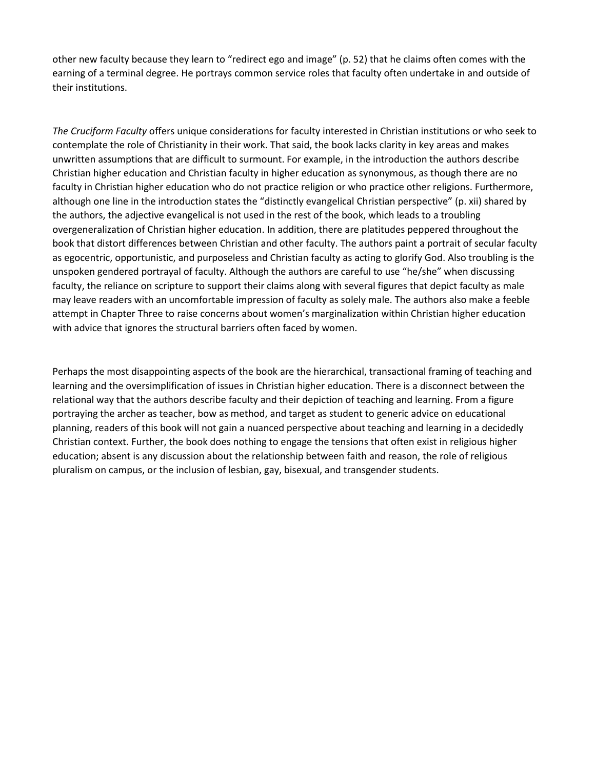other new faculty because they learn to "redirect ego and image" (p. 52) that he claims often comes with the earning of a terminal degree. He portrays common service roles that faculty often undertake in and outside of their institutions.

*The Cruciform Faculty* offers unique considerations for faculty interested in Christian institutions or who seek to contemplate the role of Christianity in their work. That said, the book lacks clarity in key areas and makes unwritten assumptions that are difficult to surmount. For example, in the introduction the authors describe Christian higher education and Christian faculty in higher education as synonymous, as though there are no faculty in Christian higher education who do not practice religion or who practice other religions. Furthermore, although one line in the introduction states the "distinctly evangelical Christian perspective" (p. xii) shared by the authors, the adjective evangelical is not used in the rest of the book, which leads to a troubling overgeneralization of Christian higher education. In addition, there are platitudes peppered throughout the book that distort differences between Christian and other faculty. The authors paint a portrait of secular faculty as egocentric, opportunistic, and purposeless and Christian faculty as acting to glorify God. Also troubling is the unspoken gendered portrayal of faculty. Although the authors are careful to use "he/she" when discussing faculty, the reliance on scripture to support their claims along with several figures that depict faculty as male may leave readers with an uncomfortable impression of faculty as solely male. The authors also make a feeble attempt in Chapter Three to raise concerns about women's marginalization within Christian higher education with advice that ignores the structural barriers often faced by women.

Perhaps the most disappointing aspects of the book are the hierarchical, transactional framing of teaching and learning and the oversimplification of issues in Christian higher education. There is a disconnect between the relational way that the authors describe faculty and their depiction of teaching and learning. From a figure portraying the archer as teacher, bow as method, and target as student to generic advice on educational planning, readers of this book will not gain a nuanced perspective about teaching and learning in a decidedly Christian context. Further, the book does nothing to engage the tensions that often exist in religious higher education; absent is any discussion about the relationship between faith and reason, the role of religious pluralism on campus, or the inclusion of lesbian, gay, bisexual, and transgender students.